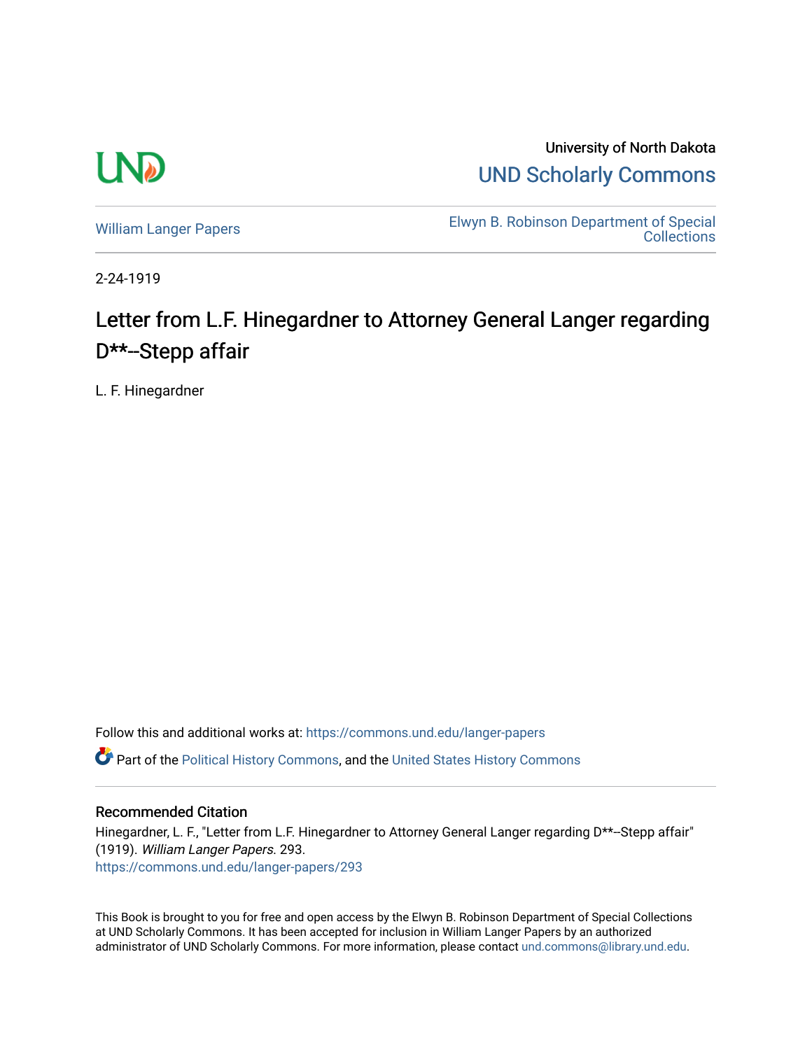University of North Dakota

UND Scholarly Commons

William Langer Papers

Elwyn B. Robinson Department of Special Collections

2-24-1919

# Letter from L.F. Hinegardner to Attorney General Langer regarding D**--Stepp affair

L. F. Hinegardner

Follow this and additional works at: https://commons.und.edu/langer-papers

Part of the Political History Commons, and the United States History Commons

## Recommended Citation

Hinegardner, L. F., "Letter from L.F. Hinegardner to Attorney General Langer regarding D**--Stepp affair" (1919). *William Langer Papers*. 293.
https://commons.und.edu/langer-papers/293

This Book is brought to you for free and open access by the Elwyn B. Robinson Department of Special Collections at UND Scholarly Commons. It has been accepted for inclusion in William Langer Papers by an authorized administrator of UND Scholarly Commons. For more information, please contact und.commons@library.und.edu.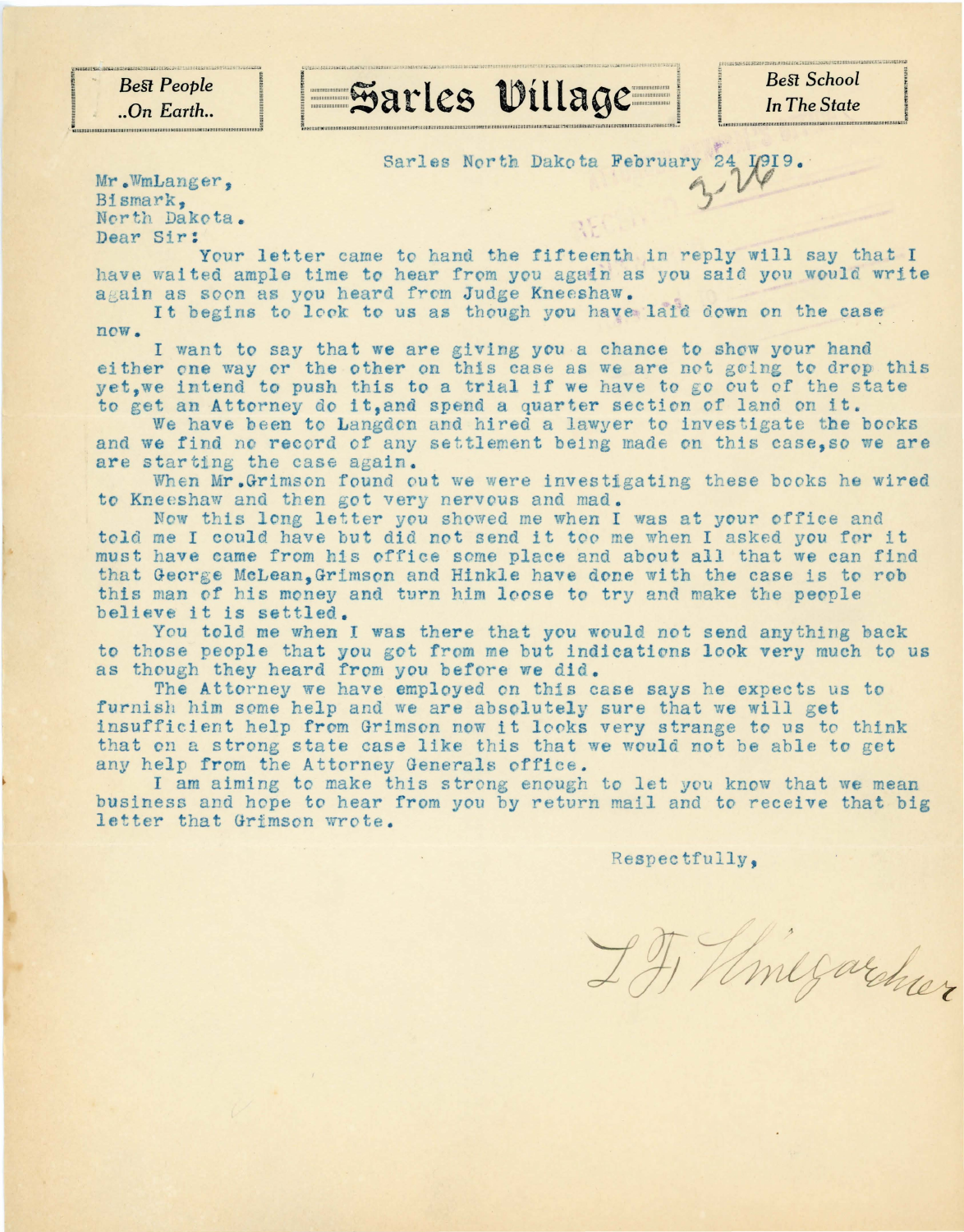Best People ..On Earth..

# Sarles Village

Best School In The State

Sarles North Dakota February 24 1919.

3-26

Mr.WmLanger,
Bismark,
North Dakota.
Dear Sir:

Your letter came to hand the fifteenth in reply will say that I have waited ample time to hear from you again as you said you would write again as soon as you heard from Judge Kneeshaw.

It begins to look to us as though you have laid down on the case now.

I want to say that we are giving you a chance to show your hand either one way or the other on this case as we are not going to drop this yet,we intend to push this to a trial if we have to go out of the state to get an Attorney do it,and spend a quarter section of land on it.

We have been to Langdon and hired a lawyer to investigate the books and we find no record of any settlement being made on this case,so we are are starting the case again.

When Mr.Grimson found out we were investigating these books he wired to Kneeshaw and then got very nervous and mad.

Now this long letter you showed me when I was at your office and told me I could have but did not send it too me when I asked you for it must have came from his office some place and about all that we can find that George McLean,Grimson and Hinkle have done with the case is to rob this man of his money and turn him loose to try and make the people believe it is settled.

You told me when I was there that you would not send anything back to those people that you got from me but indications look very much to us as though they heard from you before we did.

The Attorney we have employed on this case says he expects us to furnish him some help and we are absolutely sure that we will get insufficient help from Grimson now it looks very strange to us to think that on a strong state case like this that we would not be able to get any help from the Attorney Generals office.

I am aiming to make this strong enough to let you know that we mean business and hope to hear from you by return mail and to receive that big letter that Grimson wrote.

Respectfully,

L F Hinegardner